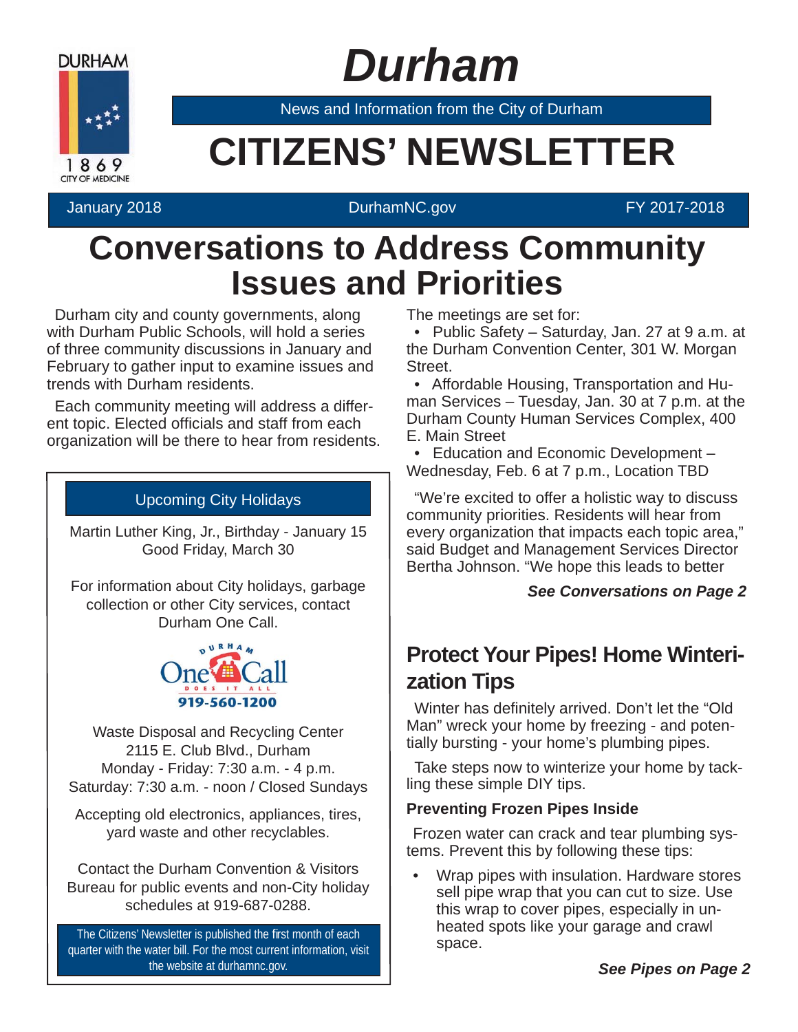# Durham

News and Information from the City of Durham

# CITIZENS' NEWSLETTER

January 2018 | DurhamNC.gov | FY 2017-2018

## Conversations to Address Community Issues and Priorities

Durham city and county governments, along with Durham Public Schools, will hold a series of three community discussions in January and February to gather input to examine issues and trends with Durham residents.

Each community meeting will address a different topic. Elected officials and staff from each organization will be there to hear from residents.

The meetings are set for:

- Public Safety – Saturday, Jan. 27 at 9 a.m. at the Durham Convention Center, 301 W. Morgan Street.
- Affordable Housing, Transportation and Human Services – Tuesday, Jan. 30 at 7 p.m. at the Durham County Human Services Complex, 400 E. Main Street
- Education and Economic Development – Wednesday, Feb. 6 at 7 p.m., Location TBD

"We're excited to offer a holistic way to discuss community priorities. Residents will hear from every organization that impacts each topic area," said Budget and Management Services Director Bertha Johnson. "We hope this leads to better

***See Conversations on Page 2***

### Upcoming City Holidays

Martin Luther King, Jr., Birthday - January 15
Good Friday, March 30

For information about City holidays, garbage collection or other City services, contact Durham One Call.

Durham One Call — Does It All — 919-560-1200

Waste Disposal and Recycling Center
2115 E. Club Blvd., Durham
Monday - Friday: 7:30 a.m. - 4 p.m.
Saturday: 7:30 a.m. - noon / Closed Sundays

Accepting old electronics, appliances, tires, yard waste and other recyclables.

Contact the Durham Convention & Visitors Bureau for public events and non-City holiday schedules at 919-687-0288.

The Citizens' Newsletter is published the first month of each quarter with the water bill. For the most current information, visit the website at durhamnc.gov.

## Protect Your Pipes! Home Winterization Tips

Winter has definitely arrived. Don't let the "Old Man" wreck your home by freezing - and potentially bursting - your home's plumbing pipes.

Take steps now to winterize your home by tackling these simple DIY tips.

**Preventing Frozen Pipes Inside**

Frozen water can crack and tear plumbing systems. Prevent this by following these tips:

- Wrap pipes with insulation. Hardware stores sell pipe wrap that you can cut to size. Use this wrap to cover pipes, especially in unheated spots like your garage and crawl space.

***See Pipes on Page 2***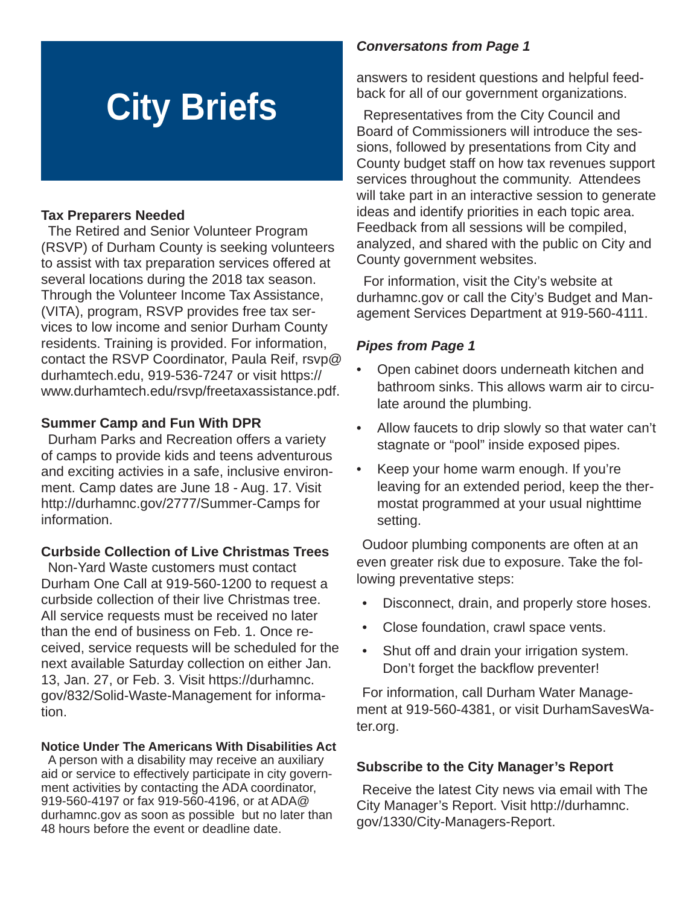# City Briefs

### Tax Preparers Needed

The Retired and Senior Volunteer Program (RSVP) of Durham County is seeking volunteers to assist with tax preparation services offered at several locations during the 2018 tax season. Through the Volunteer Income Tax Assistance, (VITA), program, RSVP provides free tax services to low income and senior Durham County residents. Training is provided. For information, contact the RSVP Coordinator, Paula Reif, rsvp@durhamtech.edu, 919-536-7247 or visit https://www.durhamtech.edu/rsvp/freetaxassistance.pdf.

### Summer Camp and Fun With DPR

Durham Parks and Recreation offers a variety of camps to provide kids and teens adventurous and exciting activies in a safe, inclusive environment. Camp dates are June 18 - Aug. 17. Visit http://durhamnc.gov/2777/Summer-Camps for information.

### Curbside Collection of Live Christmas Trees

Non-Yard Waste customers must contact Durham One Call at 919-560-1200 to request a curbside collection of their live Christmas tree. All service requests must be received no later than the end of business on Feb. 1. Once received, service requests will be scheduled for the next available Saturday collection on either Jan. 13, Jan. 27, or Feb. 3. Visit https://durhamnc.gov/832/Solid-Waste-Management for information.

### Notice Under The Americans With Disabilities Act

A person with a disability may receive an auxiliary aid or service to effectively participate in city government activities by contacting the ADA coordinator, 919-560-4197 or fax 919-560-4196, or at ADA@durhamnc.gov as soon as possible but no later than 48 hours before the event or deadline date.

### *Conversatons from Page 1*

answers to resident questions and helpful feedback for all of our government organizations.

Representatives from the City Council and Board of Commissioners will introduce the sessions, followed by presentations from City and County budget staff on how tax revenues support services throughout the community. Attendees will take part in an interactive session to generate ideas and identify priorities in each topic area. Feedback from all sessions will be compiled, analyzed, and shared with the public on City and County government websites.

For information, visit the City's website at durhamnc.gov or call the City's Budget and Management Services Department at 919-560-4111.

### *Pipes from Page 1*

- Open cabinet doors underneath kitchen and bathroom sinks. This allows warm air to circulate around the plumbing.
- Allow faucets to drip slowly so that water can't stagnate or "pool" inside exposed pipes.
- Keep your home warm enough. If you're leaving for an extended period, keep the thermostat programmed at your usual nighttime setting.

Oudoor plumbing components are often at an even greater risk due to exposure. Take the following preventative steps:

- Disconnect, drain, and properly store hoses.
- Close foundation, crawl space vents.
- Shut off and drain your irrigation system. Don't forget the backflow preventer!

For information, call Durham Water Management at 919-560-4381, or visit DurhamSavesWater.org.

### Subscribe to the City Manager's Report

Receive the latest City news via email with The City Manager's Report. Visit http://durhamnc.gov/1330/City-Managers-Report.